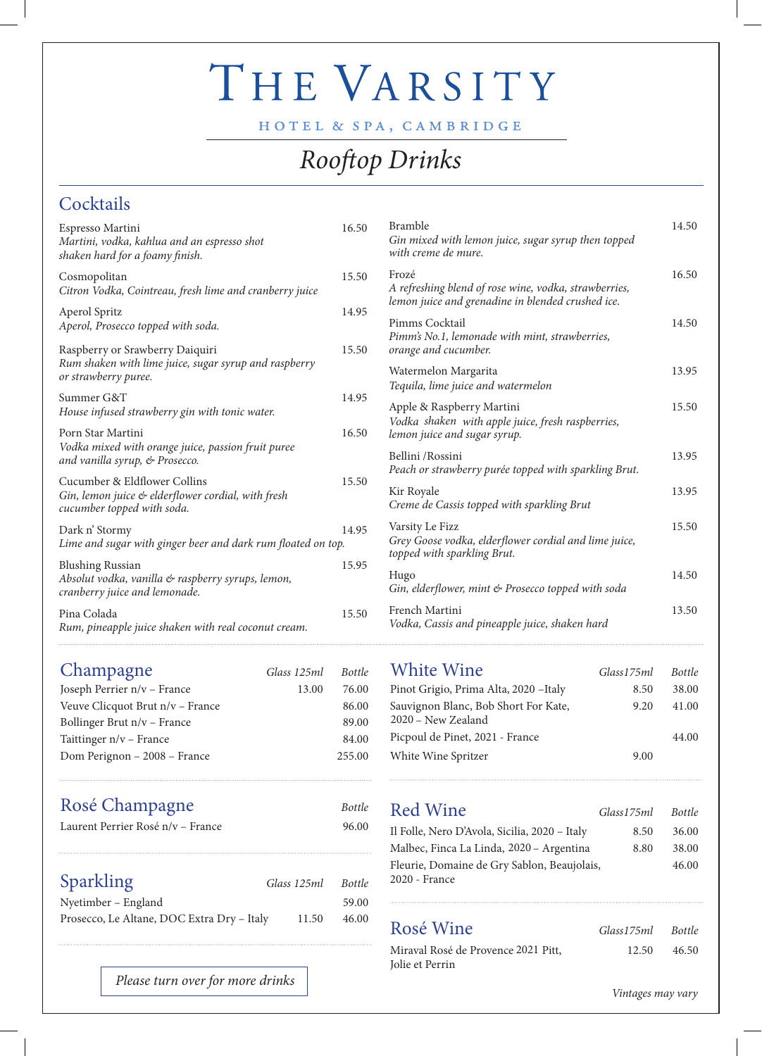# The Varsity

HOTEL & SPA, CAMBRIDGE

## *Rooftop Drinks*

## Cocktails

Espresso Martini — 16.50
*Martini, vodka, kahlua and an espresso shot shaken hard for a foamy finish.*

Cosmopolitan — 15.50
*Citron Vodka, Cointreau, fresh lime and cranberry juice*

Aperol Spritz — 14.95
*Aperol, Prosecco topped with soda.*

Raspberry or Srawberry Daiquiri — 15.50
*Rum shaken with lime juice, sugar syrup and raspberry or strawberry puree.*

Summer G&T — 14.95
*House infused strawberry gin with tonic water.*

Porn Star Martini — 16.50
*Vodka mixed with orange juice, passion fruit puree and vanilla syrup, & Prosecco.*

Cucumber & Eldflower Collins — 15.50
*Gin, lemon juice & elderflower cordial, with fresh cucumber topped with soda.*

Dark n' Stormy — 14.95
*Lime and sugar with ginger beer and dark rum floated on top.*

Blushing Russian — 15.95
*Absolut vodka, vanilla & raspberry syrups, lemon, cranberry juice and lemonade.*

Pina Colada — 15.50
*Rum, pineapple juice shaken with real coconut cream.*

Bramble — 14.50
*Gin mixed with lemon juice, sugar syrup then topped with creme de mure.*

Frozé — 16.50
*A refreshing blend of rose wine, vodka, strawberries, lemon juice and grenadine in blended crushed ice.*

Pimms Cocktail — 14.50
*Pimm's No.1, lemonade with mint, strawberries, orange and cucumber.*

Watermelon Margarita — 13.95
*Tequila, lime juice and watermelon*

Apple & Raspberry Martini — 15.50
*Vodka shaken with apple juice, fresh raspberries, lemon juice and sugar syrup.*

Bellini /Rossini — 13.95
*Peach or strawberry purée topped with sparkling Brut.*

Kir Royale — 13.95
*Creme de Cassis topped with sparkling Brut*

Varsity Le Fizz — 15.50
*Grey Goose vodka, elderflower cordial and lime juice, topped with sparkling Brut.*

Hugo — 14.50
*Gin, elderflower, mint & Prosecco topped with soda*

French Martini — 13.50
*Vodka, Cassis and pineapple juice, shaken hard*

## Champagne

| | *Glass 125ml* | *Bottle* |
|---|---|---|
| Joseph Perrier n/v – France | 13.00 | 76.00 |
| Veuve Clicquot Brut n/v – France | | 86.00 |
| Bollinger Brut n/v – France | | 89.00 |
| Taittinger n/v – France | | 84.00 |
| Dom Perignon – 2008 – France | | 255.00 |

## Rosé Champagne

| | *Bottle* |
|---|---|
| Laurent Perrier Rosé n/v – France | 96.00 |

## Sparkling

| | *Glass 125ml* | *Bottle* |
|---|---|---|
| Nyetimber – England | | 59.00 |
| Prosecco, Le Altane, DOC Extra Dry – Italy | 11.50 | 46.00 |

*Please turn over for more drinks*

## White Wine

| | *Glass175ml* | *Bottle* |
|---|---|---|
| Pinot Grigio, Prima Alta, 2020 –Italy | 8.50 | 38.00 |
| Sauvignon Blanc, Bob Short For Kate, 2020 – New Zealand | 9.20 | 41.00 |
| Picpoul de Pinet, 2021 - France | | 44.00 |
| White Wine Spritzer | 9.00 | |

## Red Wine

| | *Glass175ml* | *Bottle* |
|---|---|---|
| Il Folle, Nero D'Avola, Sicilia, 2020 – Italy | 8.50 | 36.00 |
| Malbec, Finca La Linda, 2020 – Argentina | 8.80 | 38.00 |
| Fleurie, Domaine de Gry Sablon, Beaujolais, 2020 - France | | 46.00 |

## Rosé Wine

| | *Glass175ml* | *Bottle* |
|---|---|---|
| Miraval Rosé de Provence 2021 Pitt, Jolie et Perrin | 12.50 | 46.50 |

*Vintages may vary*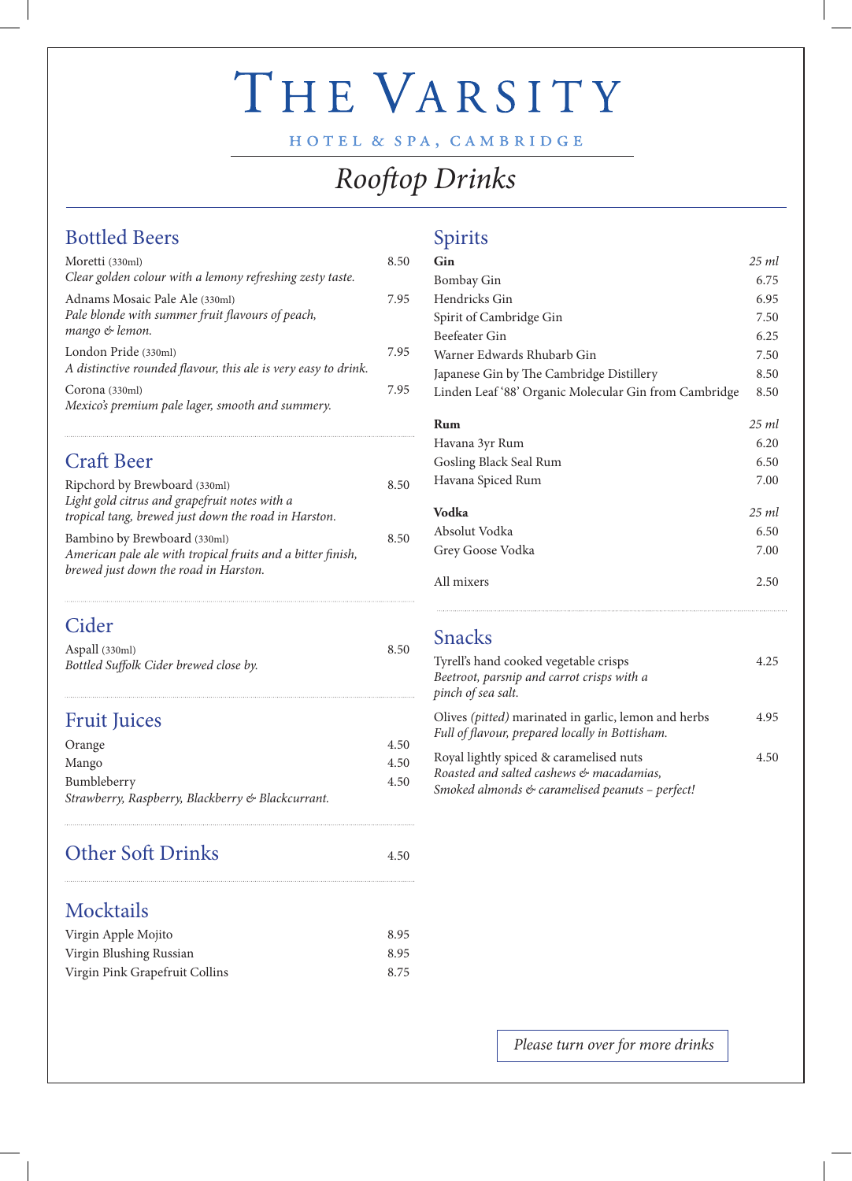# The Varsity

HOTEL & SPA, CAMBRIDGE

## *Rooftop Drinks*

## Bottled Beers

Moretti (330ml) — 8.50
*Clear golden colour with a lemony refreshing zesty taste.*

Adnams Mosaic Pale Ale (330ml) — 7.95
*Pale blonde with summer fruit flavours of peach, mango & lemon.*

London Pride (330ml) — 7.95
*A distinctive rounded flavour, this ale is very easy to drink.*

Corona (330ml) — 7.95
*Mexico's premium pale lager, smooth and summery.*

## Craft Beer

Ripchord by Brewboard (330ml) — 8.50
*Light gold citrus and grapefruit notes with a tropical tang, brewed just down the road in Harston.*

Bambino by Brewboard (330ml) — 8.50
*American pale ale with tropical fruits and a bitter finish, brewed just down the road in Harston.*

## Cider

Aspall (330ml) — 8.50
*Bottled Suffolk Cider brewed close by.*

## Fruit Juices

| | |
|---|---|
| Orange | 4.50 |
| Mango | 4.50 |
| Bumbleberry | 4.50 |

*Strawberry, Raspberry, Blackberry & Blackcurrant.*

## Other Soft Drinks — 4.50

## Mocktails

| | |
|---|---|
| Virgin Apple Mojito | 8.95 |
| Virgin Blushing Russian | 8.95 |
| Virgin Pink Grapefruit Collins | 8.75 |

## Spirits

| **Gin** | *25 ml* |
|---|---|
| Bombay Gin | 6.75 |
| Hendricks Gin | 6.95 |
| Spirit of Cambridge Gin | 7.50 |
| Beefeater Gin | 6.25 |
| Warner Edwards Rhubarb Gin | 7.50 |
| Japanese Gin by The Cambridge Distillery | 8.50 |
| Linden Leaf '88' Organic Molecular Gin from Cambridge | 8.50 |

| **Rum** | *25 ml* |
|---|---|
| Havana 3yr Rum | 6.20 |
| Gosling Black Seal Rum | 6.50 |
| Havana Spiced Rum | 7.00 |

| **Vodka** | *25 ml* |
|---|---|
| Absolut Vodka | 6.50 |
| Grey Goose Vodka | 7.00 |

All mixers — 2.50

## Snacks

Tyrell's hand cooked vegetable crisps — 4.25
*Beetroot, parsnip and carrot crisps with a pinch of sea salt.*

Olives *(pitted)* marinated in garlic, lemon and herbs — 4.95
*Full of flavour, prepared locally in Bottisham.*

Royal lightly spiced & caramelised nuts — 4.50
*Roasted and salted cashews & macadamias, Smoked almonds & caramelised peanuts – perfect!*

*Please turn over for more drinks*